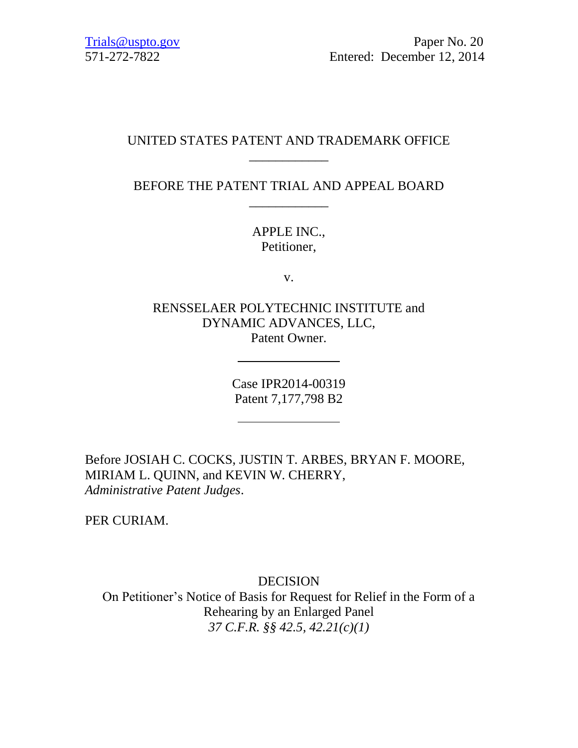Trials@uspto.gov
571-272-7822

Paper No. 20
Entered: December 12, 2014

UNITED STATES PATENT AND TRADEMARK OFFICE

---

BEFORE THE PATENT TRIAL AND APPEAL BOARD

---

APPLE INC.,
Petitioner,

v.

RENSSELAER POLYTECHNIC INSTITUTE and
DYNAMIC ADVANCES, LLC,
Patent Owner.

---

Case IPR2014-00319
Patent 7,177,798 B2

---

Before JOSIAH C. COCKS, JUSTIN T. ARBES, BRYAN F. MOORE, MIRIAM L. QUINN, and KEVIN W. CHERRY, *Administrative Patent Judges*.

PER CURIAM.

DECISION
On Petitioner's Notice of Basis for Request for Relief in the Form of a Rehearing by an Enlarged Panel
*37 C.F.R. §§ 42.5, 42.21(c)(1)*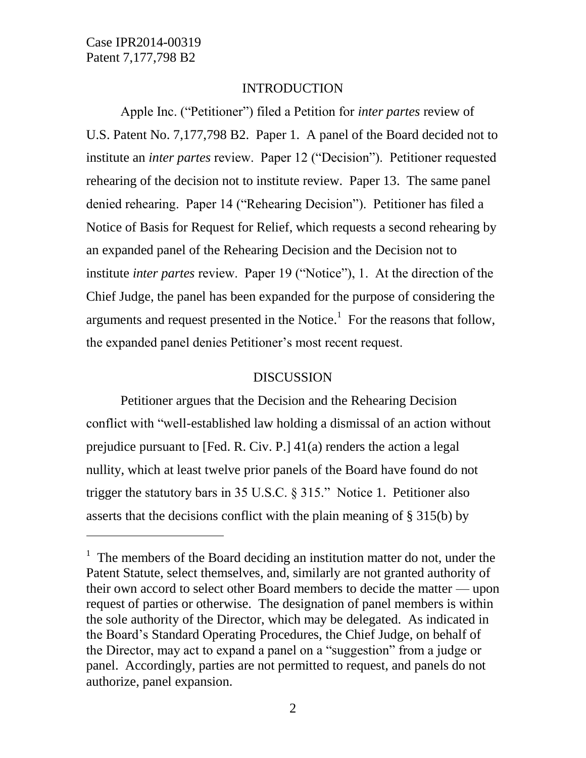## INTRODUCTION

Apple Inc. ("Petitioner") filed a Petition for *inter partes* review of U.S. Patent No. 7,177,798 B2. Paper 1. A panel of the Board decided not to institute an *inter partes* review. Paper 12 ("Decision"). Petitioner requested rehearing of the decision not to institute review. Paper 13. The same panel denied rehearing. Paper 14 ("Rehearing Decision"). Petitioner has filed a Notice of Basis for Request for Relief, which requests a second rehearing by an expanded panel of the Rehearing Decision and the Decision not to institute *inter partes* review. Paper 19 ("Notice"), 1. At the direction of the Chief Judge, the panel has been expanded for the purpose of considering the arguments and request presented in the Notice.[1] For the reasons that follow, the expanded panel denies Petitioner's most recent request.

## DISCUSSION

Petitioner argues that the Decision and the Rehearing Decision conflict with "well-established law holding a dismissal of an action without prejudice pursuant to [Fed. R. Civ. P.] 41(a) renders the action a legal nullity, which at least twelve prior panels of the Board have found do not trigger the statutory bars in 35 U.S.C. § 315." Notice 1. Petitioner also asserts that the decisions conflict with the plain meaning of § 315(b) by

---

[1] The members of the Board deciding an institution matter do not, under the Patent Statute, select themselves, and, similarly are not granted authority of their own accord to select other Board members to decide the matter — upon request of parties or otherwise. The designation of panel members is within the sole authority of the Director, which may be delegated. As indicated in the Board's Standard Operating Procedures, the Chief Judge, on behalf of the Director, may act to expand a panel on a "suggestion" from a judge or panel. Accordingly, parties are not permitted to request, and panels do not authorize, panel expansion.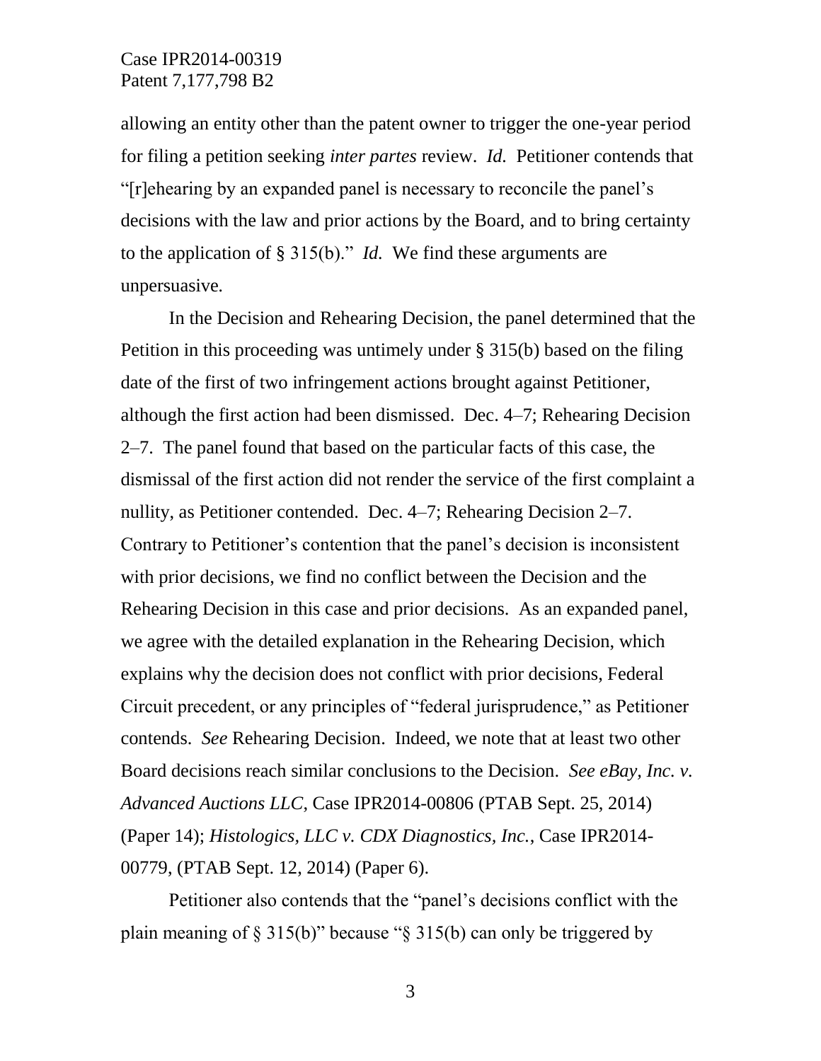allowing an entity other than the patent owner to trigger the one-year period for filing a petition seeking *inter partes* review. *Id.* Petitioner contends that "[r]ehearing by an expanded panel is necessary to reconcile the panel's decisions with the law and prior actions by the Board, and to bring certainty to the application of § 315(b)." *Id.* We find these arguments are unpersuasive.

In the Decision and Rehearing Decision, the panel determined that the Petition in this proceeding was untimely under § 315(b) based on the filing date of the first of two infringement actions brought against Petitioner, although the first action had been dismissed. Dec. 4–7; Rehearing Decision 2–7. The panel found that based on the particular facts of this case, the dismissal of the first action did not render the service of the first complaint a nullity, as Petitioner contended. Dec. 4–7; Rehearing Decision 2–7. Contrary to Petitioner's contention that the panel's decision is inconsistent with prior decisions, we find no conflict between the Decision and the Rehearing Decision in this case and prior decisions. As an expanded panel, we agree with the detailed explanation in the Rehearing Decision, which explains why the decision does not conflict with prior decisions, Federal Circuit precedent, or any principles of "federal jurisprudence," as Petitioner contends. *See* Rehearing Decision. Indeed, we note that at least two other Board decisions reach similar conclusions to the Decision. *See eBay, Inc. v. Advanced Auctions LLC*, Case IPR2014-00806 (PTAB Sept. 25, 2014) (Paper 14); *Histologics, LLC v. CDX Diagnostics, Inc.*, Case IPR2014-00779, (PTAB Sept. 12, 2014) (Paper 6).

Petitioner also contends that the "panel's decisions conflict with the plain meaning of § 315(b)" because "§ 315(b) can only be triggered by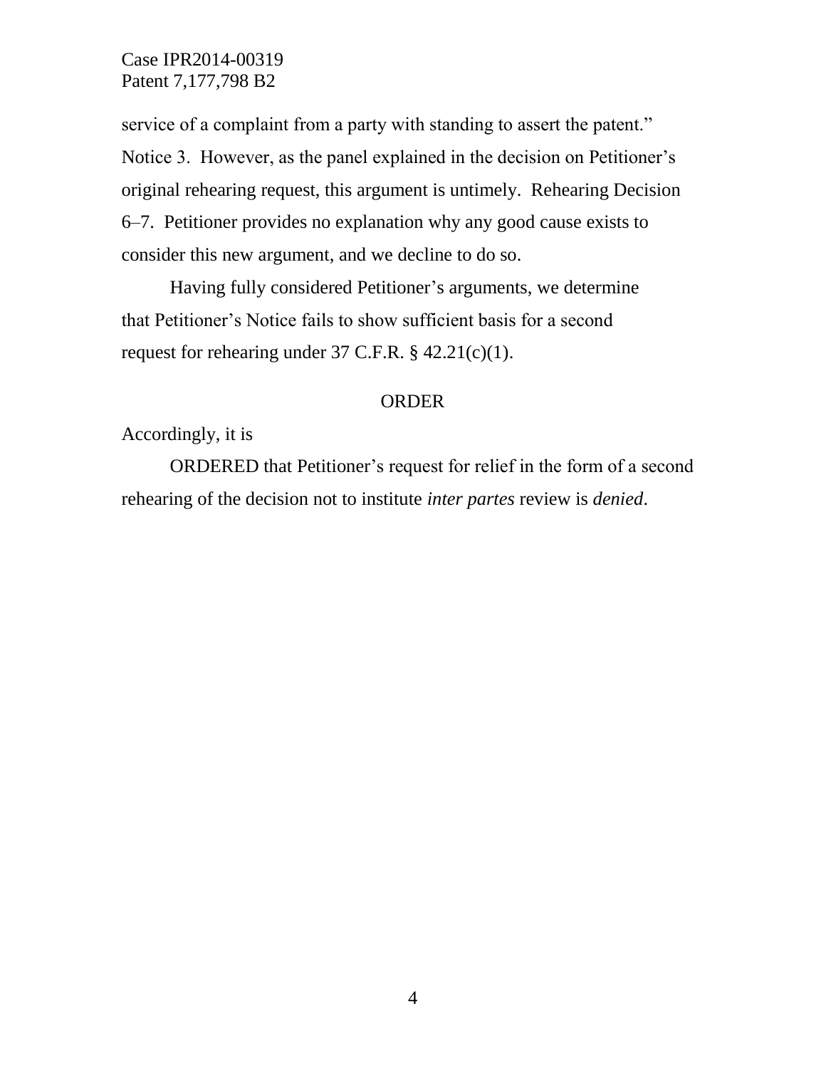service of a complaint from a party with standing to assert the patent." Notice 3. However, as the panel explained in the decision on Petitioner's original rehearing request, this argument is untimely. Rehearing Decision 6–7. Petitioner provides no explanation why any good cause exists to consider this new argument, and we decline to do so.

Having fully considered Petitioner's arguments, we determine that Petitioner's Notice fails to show sufficient basis for a second request for rehearing under 37 C.F.R. § 42.21(c)(1).

## ORDER

Accordingly, it is

ORDERED that Petitioner's request for relief in the form of a second rehearing of the decision not to institute *inter partes* review is *denied*.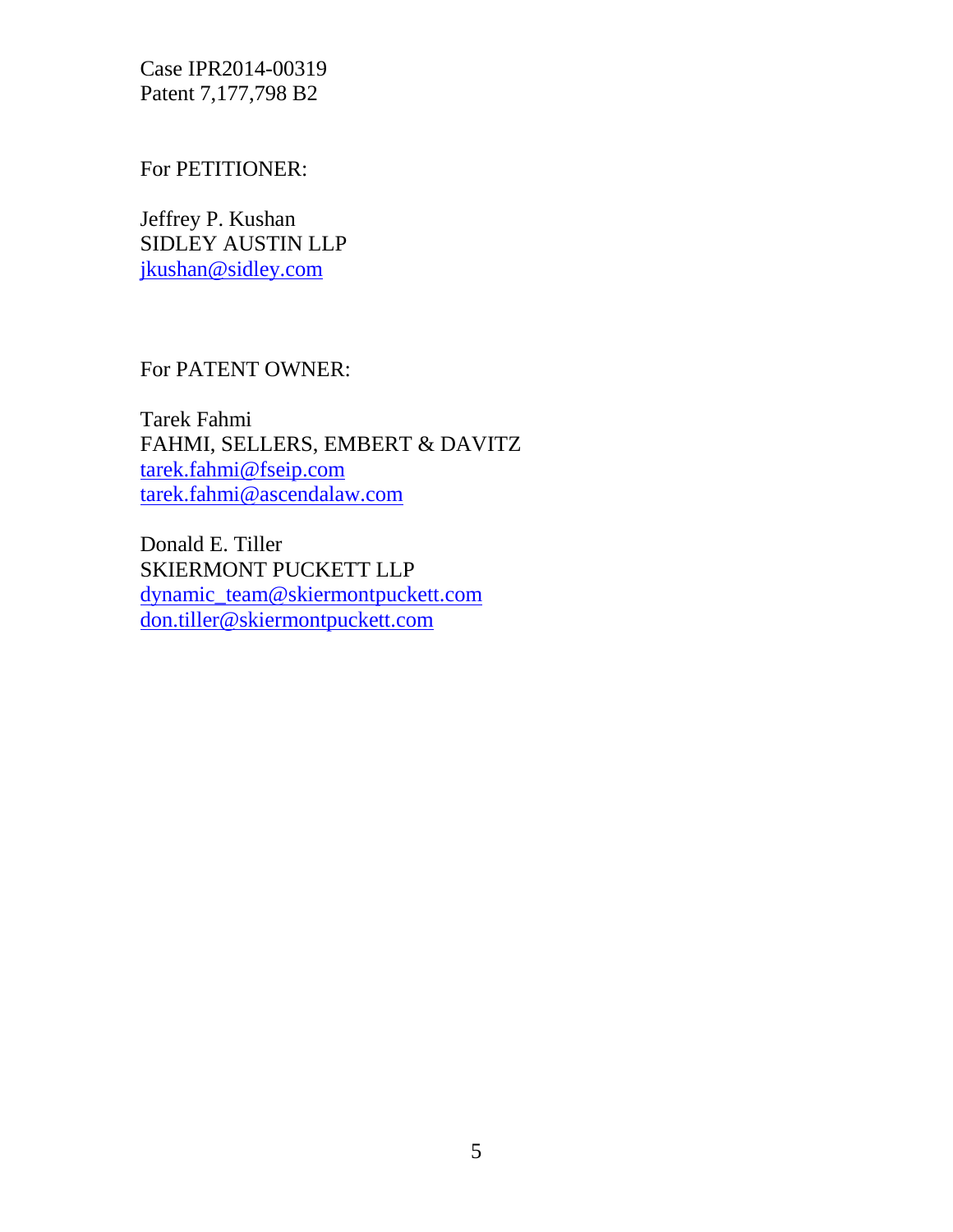Case IPR2014-00319
Patent 7,177,798 B2

For PETITIONER:

Jeffrey P. Kushan
SIDLEY AUSTIN LLP
jkushan@sidley.com

For PATENT OWNER:

Tarek Fahmi
FAHMI, SELLERS, EMBERT & DAVITZ
tarek.fahmi@fseip.com
tarek.fahmi@ascendalaw.com

Donald E. Tiller
SKIERMONT PUCKETT LLP
dynamic_team@skiermontpuckett.com
don.tiller@skiermontpuckett.com